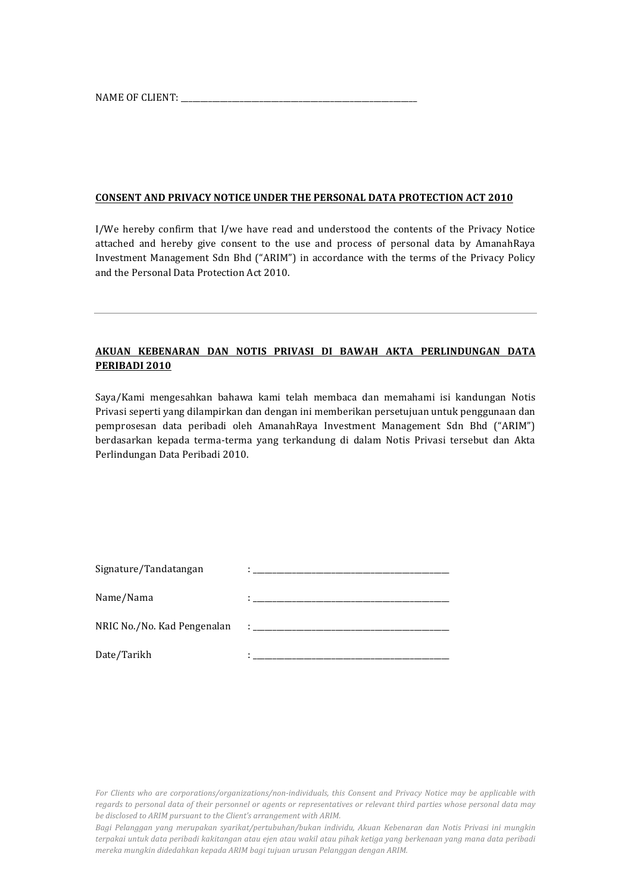NAME OF CLIENT: ____________________________________________________________

**CONSENT AND PRIVACY NOTICE UNDER THE PERSONAL DATA PROTECTION ACT 2010**

I/We hereby confirm that I/we have read and understood the contents of the Privacy Notice attached and hereby give consent to the use and process of personal data by AmanahRaya Investment Management Sdn Bhd ("ARIM") in accordance with the terms of the Privacy Policy and the Personal Data Protection Act 2010.

---

**AKUAN KEBENARAN DAN NOTIS PRIVASI DI BAWAH AKTA PERLINDUNGAN DATA PERIBADI 2010**

Saya/Kami mengesahkan bahawa kami telah membaca dan memahami isi kandungan Notis Privasi seperti yang dilampirkan dan dengan ini memberikan persetujuan untuk penggunaan dan pemprosesan data peribadi oleh AmanahRaya Investment Management Sdn Bhd ("ARIM") berdasarkan kepada terma-terma yang terkandung di dalam Notis Privasi tersebut dan Akta Perlindungan Data Peribadi 2010.

Signature/Tandatangan : ______________________________________________

Name/Nama : ______________________________________________

NRIC No./No. Kad Pengenalan : ______________________________________________

Date/Tarikh : ______________________________________________

*For Clients who are corporations/organizations/non-individuals, this Consent and Privacy Notice may be applicable with regards to personal data of their personnel or agents or representatives or relevant third parties whose personal data may be disclosed to ARIM pursuant to the Client's arrangement with ARIM.*

*Bagi Pelanggan yang merupakan syarikat/pertubuhan/bukan individu, Akuan Kebenaran dan Notis Privasi ini mungkin terpakai untuk data peribadi kakitangan atau ejen atau wakil atau pihak ketiga yang berkenaan yang mana data peribadi mereka mungkin didedahkan kepada ARIM bagi tujuan urusan Pelanggan dengan ARIM.*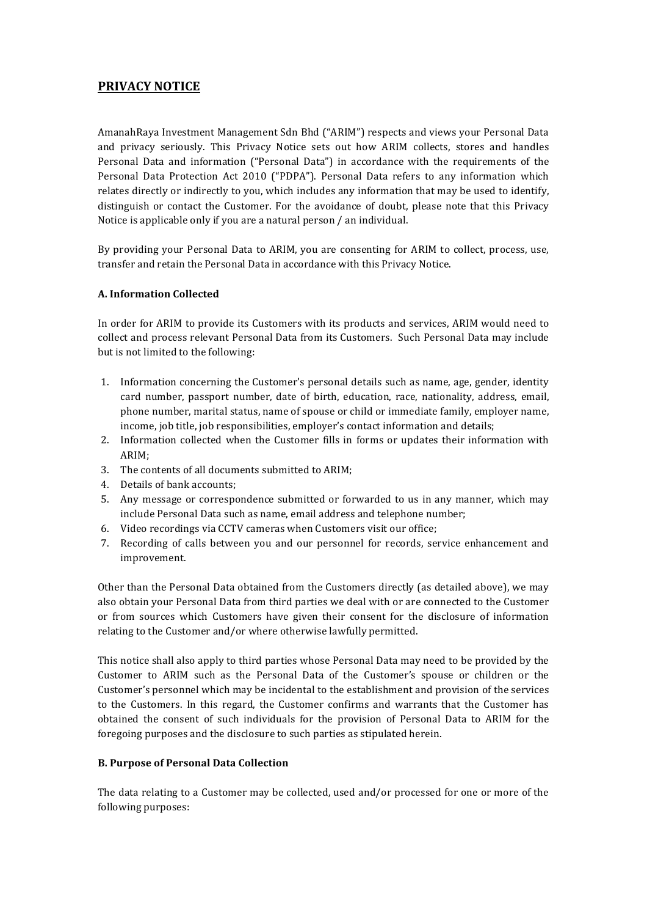## PRIVACY NOTICE

AmanahRaya Investment Management Sdn Bhd ("ARIM") respects and views your Personal Data and privacy seriously. This Privacy Notice sets out how ARIM collects, stores and handles Personal Data and information ("Personal Data") in accordance with the requirements of the Personal Data Protection Act 2010 ("PDPA"). Personal Data refers to any information which relates directly or indirectly to you, which includes any information that may be used to identify, distinguish or contact the Customer. For the avoidance of doubt, please note that this Privacy Notice is applicable only if you are a natural person / an individual.

By providing your Personal Data to ARIM, you are consenting for ARIM to collect, process, use, transfer and retain the Personal Data in accordance with this Privacy Notice.

**A. Information Collected**

In order for ARIM to provide its Customers with its products and services, ARIM would need to collect and process relevant Personal Data from its Customers. Such Personal Data may include but is not limited to the following:

1. Information concerning the Customer's personal details such as name, age, gender, identity card number, passport number, date of birth, education, race, nationality, address, email, phone number, marital status, name of spouse or child or immediate family, employer name, income, job title, job responsibilities, employer's contact information and details;
2. Information collected when the Customer fills in forms or updates their information with ARIM;
3. The contents of all documents submitted to ARIM;
4. Details of bank accounts;
5. Any message or correspondence submitted or forwarded to us in any manner, which may include Personal Data such as name, email address and telephone number;
6. Video recordings via CCTV cameras when Customers visit our office;
7. Recording of calls between you and our personnel for records, service enhancement and improvement.

Other than the Personal Data obtained from the Customers directly (as detailed above), we may also obtain your Personal Data from third parties we deal with or are connected to the Customer or from sources which Customers have given their consent for the disclosure of information relating to the Customer and/or where otherwise lawfully permitted.

This notice shall also apply to third parties whose Personal Data may need to be provided by the Customer to ARIM such as the Personal Data of the Customer's spouse or children or the Customer's personnel which may be incidental to the establishment and provision of the services to the Customers. In this regard, the Customer confirms and warrants that the Customer has obtained the consent of such individuals for the provision of Personal Data to ARIM for the foregoing purposes and the disclosure to such parties as stipulated herein.

**B. Purpose of Personal Data Collection**

The data relating to a Customer may be collected, used and/or processed for one or more of the following purposes: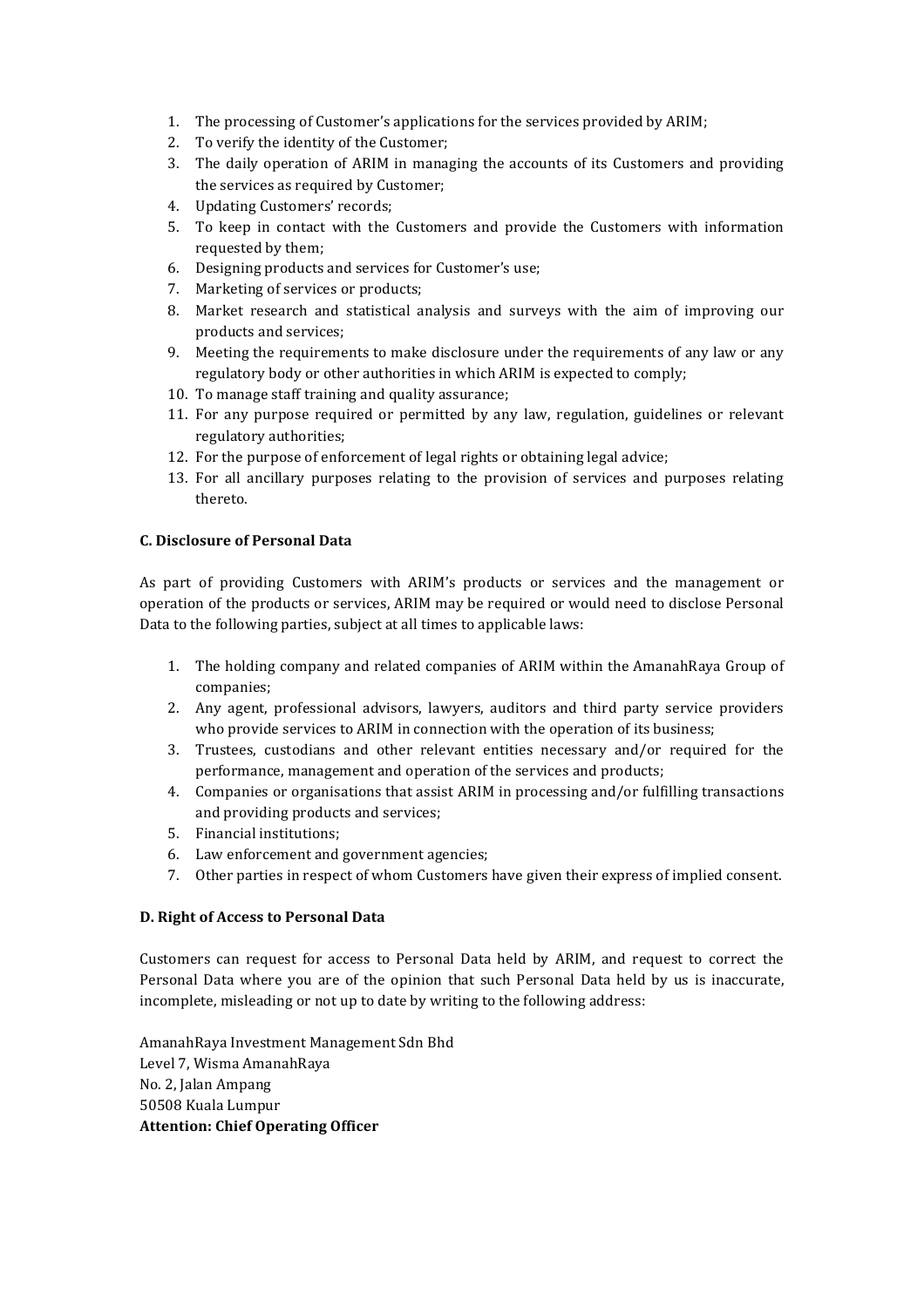1. The processing of Customer's applications for the services provided by ARIM;
2. To verify the identity of the Customer;
3. The daily operation of ARIM in managing the accounts of its Customers and providing the services as required by Customer;
4. Updating Customers' records;
5. To keep in contact with the Customers and provide the Customers with information requested by them;
6. Designing products and services for Customer's use;
7. Marketing of services or products;
8. Market research and statistical analysis and surveys with the aim of improving our products and services;
9. Meeting the requirements to make disclosure under the requirements of any law or any regulatory body or other authorities in which ARIM is expected to comply;
10. To manage staff training and quality assurance;
11. For any purpose required or permitted by any law, regulation, guidelines or relevant regulatory authorities;
12. For the purpose of enforcement of legal rights or obtaining legal advice;
13. For all ancillary purposes relating to the provision of services and purposes relating thereto.

**C. Disclosure of Personal Data**

As part of providing Customers with ARIM's products or services and the management or operation of the products or services, ARIM may be required or would need to disclose Personal Data to the following parties, subject at all times to applicable laws:

1. The holding company and related companies of ARIM within the AmanahRaya Group of companies;
2. Any agent, professional advisors, lawyers, auditors and third party service providers who provide services to ARIM in connection with the operation of its business;
3. Trustees, custodians and other relevant entities necessary and/or required for the performance, management and operation of the services and products;
4. Companies or organisations that assist ARIM in processing and/or fulfilling transactions and providing products and services;
5. Financial institutions;
6. Law enforcement and government agencies;
7. Other parties in respect of whom Customers have given their express of implied consent.

**D. Right of Access to Personal Data**

Customers can request for access to Personal Data held by ARIM, and request to correct the Personal Data where you are of the opinion that such Personal Data held by us is inaccurate, incomplete, misleading or not up to date by writing to the following address:

AmanahRaya Investment Management Sdn Bhd
Level 7, Wisma AmanahRaya
No. 2, Jalan Ampang
50508 Kuala Lumpur
**Attention: Chief Operating Officer**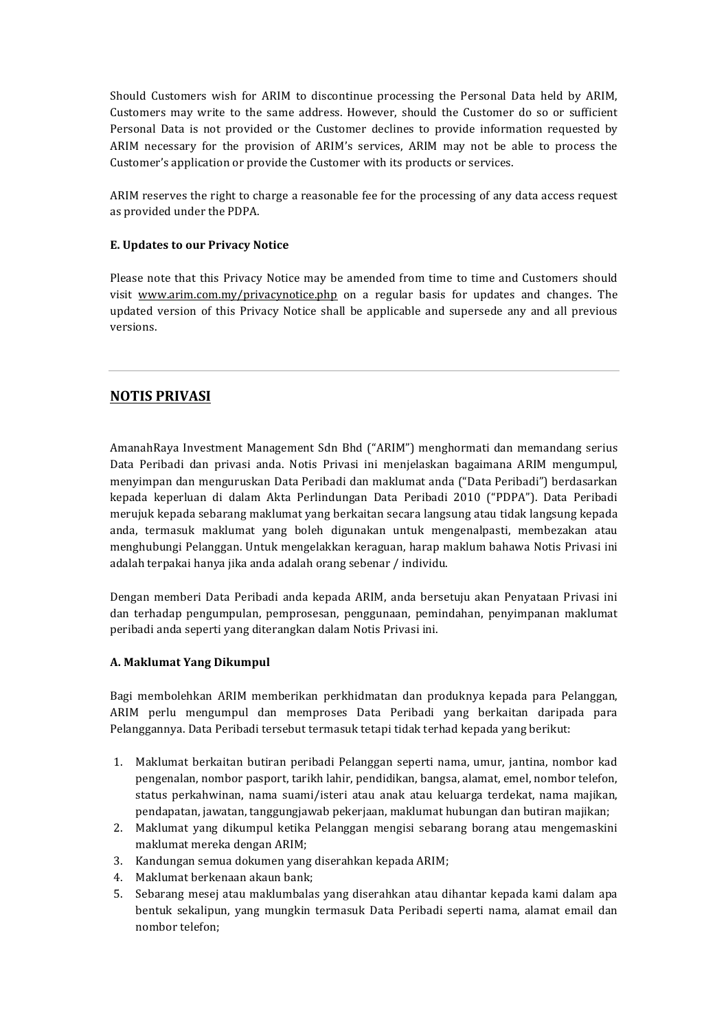Should Customers wish for ARIM to discontinue processing the Personal Data held by ARIM, Customers may write to the same address. However, should the Customer do so or sufficient Personal Data is not provided or the Customer declines to provide information requested by ARIM necessary for the provision of ARIM's services, ARIM may not be able to process the Customer's application or provide the Customer with its products or services.

ARIM reserves the right to charge a reasonable fee for the processing of any data access request as provided under the PDPA.

**E. Updates to our Privacy Notice**

Please note that this Privacy Notice may be amended from time to time and Customers should visit www.arim.com.my/privacynotice.php on a regular basis for updates and changes. The updated version of this Privacy Notice shall be applicable and supersede any and all previous versions.

---

## NOTIS PRIVASI

AmanahRaya Investment Management Sdn Bhd ("ARIM") menghormati dan memandang serius Data Peribadi dan privasi anda. Notis Privasi ini menjelaskan bagaimana ARIM mengumpul, menyimpan dan menguruskan Data Peribadi dan maklumat anda ("Data Peribadi") berdasarkan kepada keperluan di dalam Akta Perlindungan Data Peribadi 2010 ("PDPA"). Data Peribadi merujuk kepada sebarang maklumat yang berkaitan secara langsung atau tidak langsung kepada anda, termasuk maklumat yang boleh digunakan untuk mengenalpasti, membezakan atau menghubungi Pelanggan. Untuk mengelakkan keraguan, harap maklum bahawa Notis Privasi ini adalah terpakai hanya jika anda adalah orang sebenar / individu.

Dengan memberi Data Peribadi anda kepada ARIM, anda bersetuju akan Penyataan Privasi ini dan terhadap pengumpulan, pemprosesan, penggunaan, pemindahan, penyimpanan maklumat peribadi anda seperti yang diterangkan dalam Notis Privasi ini.

**A. Maklumat Yang Dikumpul**

Bagi membolehkan ARIM memberikan perkhidmatan dan produknya kepada para Pelanggan, ARIM perlu mengumpul dan memproses Data Peribadi yang berkaitan daripada para Pelanggannya. Data Peribadi tersebut termasuk tetapi tidak terhad kepada yang berikut:

1. Maklumat berkaitan butiran peribadi Pelanggan seperti nama, umur, jantina, nombor kad pengenalan, nombor pasport, tarikh lahir, pendidikan, bangsa, alamat, emel, nombor telefon, status perkahwinan, nama suami/isteri atau anak atau keluarga terdekat, nama majikan, pendapatan, jawatan, tanggungjawab pekerjaan, maklumat hubungan dan butiran majikan;
2. Maklumat yang dikumpul ketika Pelanggan mengisi sebarang borang atau mengemaskini maklumat mereka dengan ARIM;
3. Kandungan semua dokumen yang diserahkan kepada ARIM;
4. Maklumat berkenaan akaun bank;
5. Sebarang mesej atau maklumbalas yang diserahkan atau dihantar kepada kami dalam apa bentuk sekalipun, yang mungkin termasuk Data Peribadi seperti nama, alamat email dan nombor telefon;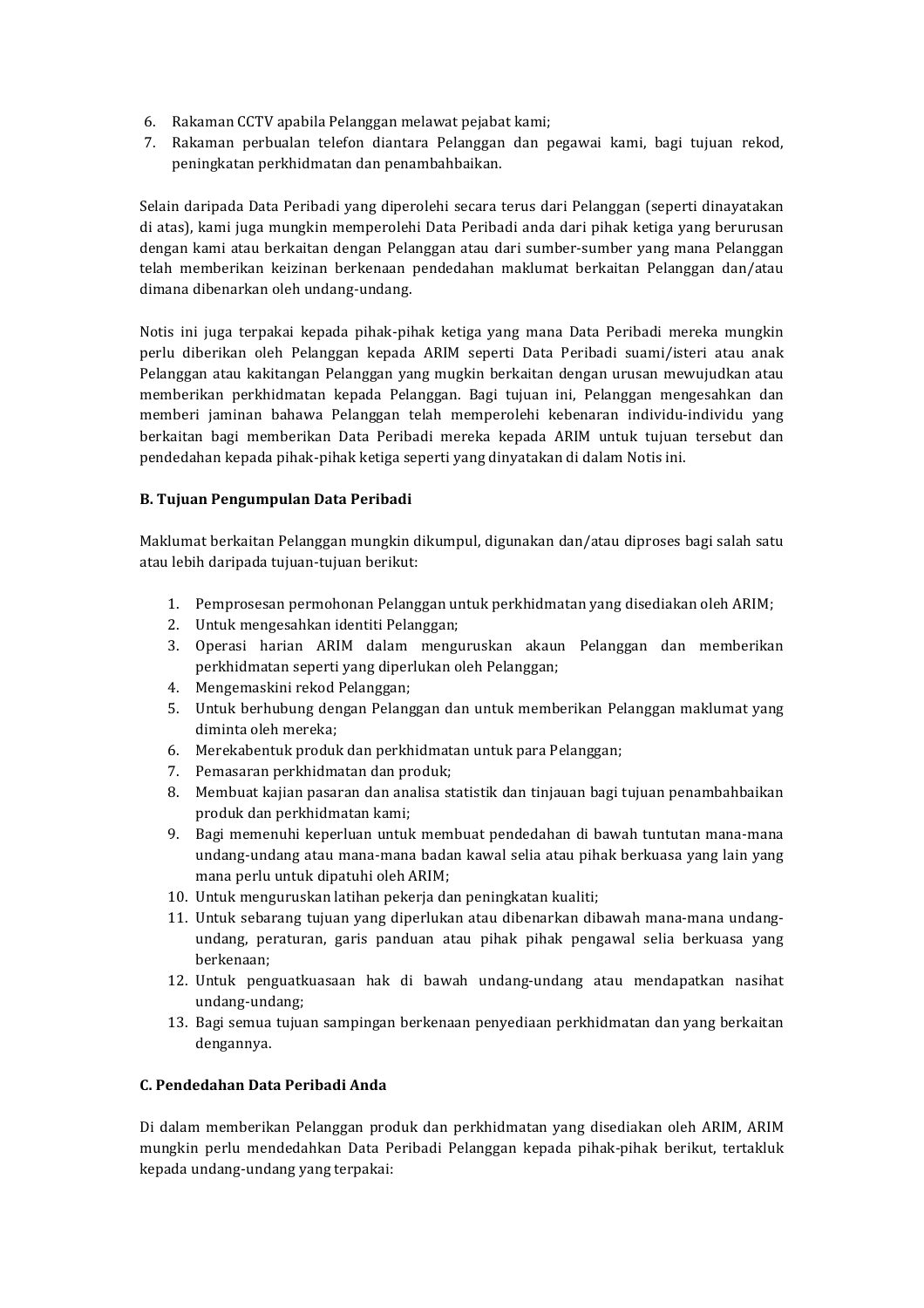6. Rakaman CCTV apabila Pelanggan melawat pejabat kami;
7. Rakaman perbualan telefon diantara Pelanggan dan pegawai kami, bagi tujuan rekod, peningkatan perkhidmatan dan penambahbaikan.

Selain daripada Data Peribadi yang diperolehi secara terus dari Pelanggan (seperti dinayatakan di atas), kami juga mungkin memperolehi Data Peribadi anda dari pihak ketiga yang berurusan dengan kami atau berkaitan dengan Pelanggan atau dari sumber-sumber yang mana Pelanggan telah memberikan keizinan berkenaan pendedahan maklumat berkaitan Pelanggan dan/atau dimana dibenarkan oleh undang-undang.

Notis ini juga terpakai kepada pihak-pihak ketiga yang mana Data Peribadi mereka mungkin perlu diberikan oleh Pelanggan kepada ARIM seperti Data Peribadi suami/isteri atau anak Pelanggan atau kakitangan Pelanggan yang mugkin berkaitan dengan urusan mewujudkan atau memberikan perkhidmatan kepada Pelanggan. Bagi tujuan ini, Pelanggan mengesahkan dan memberi jaminan bahawa Pelanggan telah memperolehi kebenaran individu-individu yang berkaitan bagi memberikan Data Peribadi mereka kepada ARIM untuk tujuan tersebut dan pendedahan kepada pihak-pihak ketiga seperti yang dinyatakan di dalam Notis ini.

**B. Tujuan Pengumpulan Data Peribadi**

Maklumat berkaitan Pelanggan mungkin dikumpul, digunakan dan/atau diproses bagi salah satu atau lebih daripada tujuan-tujuan berikut:

1. Pemprosesan permohonan Pelanggan untuk perkhidmatan yang disediakan oleh ARIM;
2. Untuk mengesahkan identiti Pelanggan;
3. Operasi harian ARIM dalam menguruskan akaun Pelanggan dan memberikan perkhidmatan seperti yang diperlukan oleh Pelanggan;
4. Mengemaskini rekod Pelanggan;
5. Untuk berhubung dengan Pelanggan dan untuk memberikan Pelanggan maklumat yang diminta oleh mereka;
6. Merekabentuk produk dan perkhidmatan untuk para Pelanggan;
7. Pemasaran perkhidmatan dan produk;
8. Membuat kajian pasaran dan analisa statistik dan tinjauan bagi tujuan penambahbaikan produk dan perkhidmatan kami;
9. Bagi memenuhi keperluan untuk membuat pendedahan di bawah tuntutan mana-mana undang-undang atau mana-mana badan kawal selia atau pihak berkuasa yang lain yang mana perlu untuk dipatuhi oleh ARIM;
10. Untuk menguruskan latihan pekerja dan peningkatan kualiti;
11. Untuk sebarang tujuan yang diperlukan atau dibenarkan dibawah mana-mana undang-undang, peraturan, garis panduan atau pihak pihak pengawal selia berkuasa yang berkenaan;
12. Untuk penguatkuasaan hak di bawah undang-undang atau mendapatkan nasihat undang-undang;
13. Bagi semua tujuan sampingan berkenaan penyediaan perkhidmatan dan yang berkaitan dengannya.

**C. Pendedahan Data Peribadi Anda**

Di dalam memberikan Pelanggan produk dan perkhidmatan yang disediakan oleh ARIM, ARIM mungkin perlu mendedahkan Data Peribadi Pelanggan kepada pihak-pihak berikut, tertakluk kepada undang-undang yang terpakai: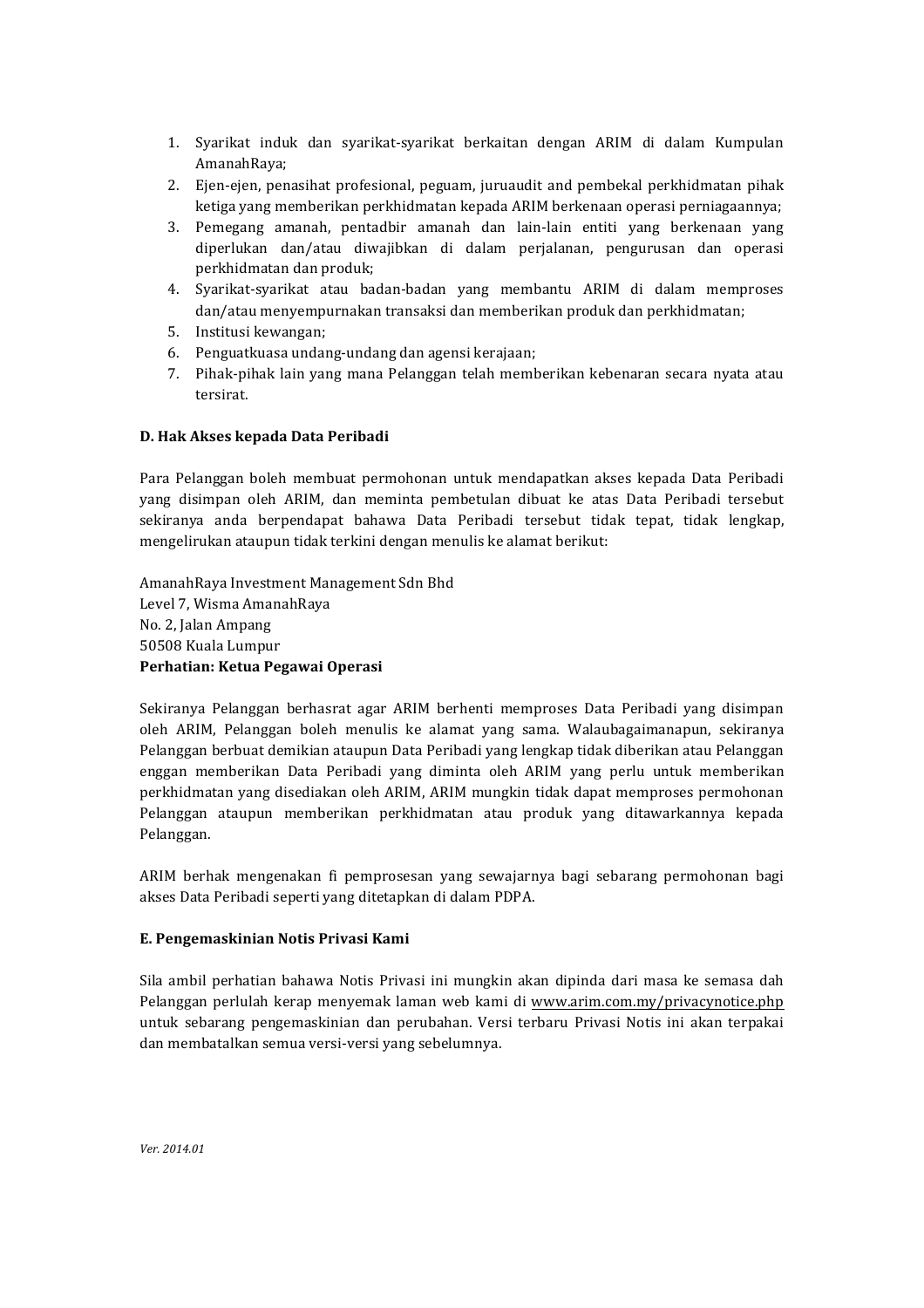1. Syarikat induk dan syarikat-syarikat berkaitan dengan ARIM di dalam Kumpulan AmanahRaya;
2. Ejen-ejen, penasihat profesional, peguam, juruaudit and pembekal perkhidmatan pihak ketiga yang memberikan perkhidmatan kepada ARIM berkenaan operasi perniagaannya;
3. Pemegang amanah, pentadbir amanah dan lain-lain entiti yang berkenaan yang diperlukan dan/atau diwajibkan di dalam perjalanan, pengurusan dan operasi perkhidmatan dan produk;
4. Syarikat-syarikat atau badan-badan yang membantu ARIM di dalam memproses dan/atau menyempurnakan transaksi dan memberikan produk dan perkhidmatan;
5. Institusi kewangan;
6. Penguatkuasa undang-undang dan agensi kerajaan;
7. Pihak-pihak lain yang mana Pelanggan telah memberikan kebenaran secara nyata atau tersirat.

**D. Hak Akses kepada Data Peribadi**

Para Pelanggan boleh membuat permohonan untuk mendapatkan akses kepada Data Peribadi yang disimpan oleh ARIM, dan meminta pembetulan dibuat ke atas Data Peribadi tersebut sekiranya anda berpendapat bahawa Data Peribadi tersebut tidak tepat, tidak lengkap, mengelirukan ataupun tidak terkini dengan menulis ke alamat berikut:

AmanahRaya Investment Management Sdn Bhd
Level 7, Wisma AmanahRaya
No. 2, Jalan Ampang
50508 Kuala Lumpur
**Perhatian: Ketua Pegawai Operasi**

Sekiranya Pelanggan berhasrat agar ARIM berhenti memproses Data Peribadi yang disimpan oleh ARIM, Pelanggan boleh menulis ke alamat yang sama. Walaubagaimanapun, sekiranya Pelanggan berbuat demikian ataupun Data Peribadi yang lengkap tidak diberikan atau Pelanggan enggan memberikan Data Peribadi yang diminta oleh ARIM yang perlu untuk memberikan perkhidmatan yang disediakan oleh ARIM, ARIM mungkin tidak dapat memproses permohonan Pelanggan ataupun memberikan perkhidmatan atau produk yang ditawarkannya kepada Pelanggan.

ARIM berhak mengenakan fi pemprosesan yang sewajarnya bagi sebarang permohonan bagi akses Data Peribadi seperti yang ditetapkan di dalam PDPA.

**E. Pengemaskinian Notis Privasi Kami**

Sila ambil perhatian bahawa Notis Privasi ini mungkin akan dipinda dari masa ke semasa dah Pelanggan perlulah kerap menyemak laman web kami di www.arim.com.my/privacynotice.php untuk sebarang pengemaskinian dan perubahan. Versi terbaru Privasi Notis ini akan terpakai dan membatalkan semua versi-versi yang sebelumnya.

*Ver. 2014.01*